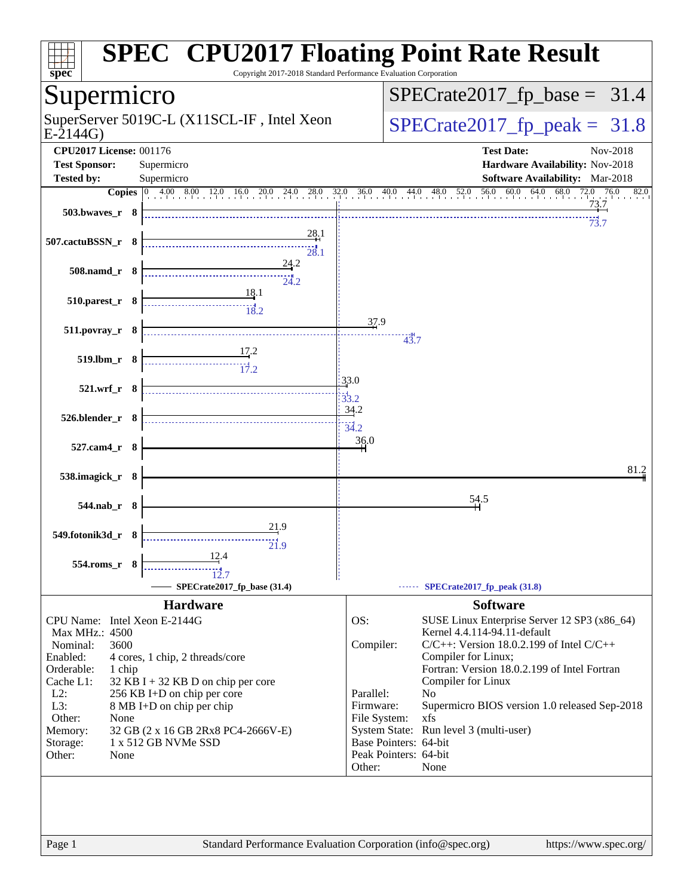# SPEC CPU2017 Floating Point Rate Result

Copyright 2017-2018 Standard Performance Evaluation Corporation

## Supermicro

SuperServer 5019C-L (X11SCL-IF , Intel Xeon E-2144G)

SPECrate2017_fp_base = 31.4

SPECrate2017_fp_peak = 31.8

| | | | |
|---|---|---|---|
| **CPU2017 License:** | 001176 | **Test Date:** | Nov-2018 |
| **Test Sponsor:** | Supermicro | **Hardware Availability:** | Nov-2018 |
| **Tested by:** | Supermicro | **Software Availability:** | Mar-2018 |

| Benchmark | Copies | Base | Peak |
|---|---|---|---|
| 503.bwaves_r | 8 | 73.7 | 73.7 |
| 507.cactuBSSN_r | 8 | 28.1 | 28.1 |
| 508.namd_r | 8 | 24.2 | 24.2 |
| 510.parest_r | 8 | 18.1 | 18.2 |
| 511.povray_r | 8 | 37.9 | 43.7 |
| 519.lbm_r | 8 | 17.2 | 17.2 |
| 521.wrf_r | 8 | 33.0 | 33.2 |
| 526.blender_r | 8 | 34.2 | 34.2 |
| 527.cam4_r | 8 | 36.0 | |
| 538.imagick_r | 8 | 81.2 | |
| 544.nab_r | 8 | 54.5 | |
| 549.fotonik3d_r | 8 | 21.9 | 21.9 |
| 554.roms_r | 8 | 12.4 | 12.7 |

SPECrate2017_fp_base (31.4) — SPECrate2017_fp_peak (31.8)

### Hardware

| | |
|---|---|
| CPU Name: | Intel Xeon E-2144G |
| Max MHz.: | 4500 |
| Nominal: | 3600 |
| Enabled: | 4 cores, 1 chip, 2 threads/core |
| Orderable: | 1 chip |
| Cache L1: | 32 KB I + 32 KB D on chip per core |
| L2: | 256 KB I+D on chip per core |
| L3: | 8 MB I+D on chip per chip |
| Other: | None |
| Memory: | 32 GB (2 x 16 GB 2Rx8 PC4-2666V-E) |
| Storage: | 1 x 512 GB NVMe SSD |
| Other: | None |

### Software

| | |
|---|---|
| OS: | SUSE Linux Enterprise Server 12 SP3 (x86_64) Kernel 4.4.114-94.11-default |
| Compiler: | C/C++: Version 18.0.2.199 of Intel C/C++ Compiler for Linux; Fortran: Version 18.0.2.199 of Intel Fortran Compiler for Linux |
| Parallel: | No |
| Firmware: | Supermicro BIOS version 1.0 released Sep-2018 |
| File System: | xfs |
| System State: | Run level 3 (multi-user) |
| Base Pointers: | 64-bit |
| Peak Pointers: | 64-bit |
| Other: | None |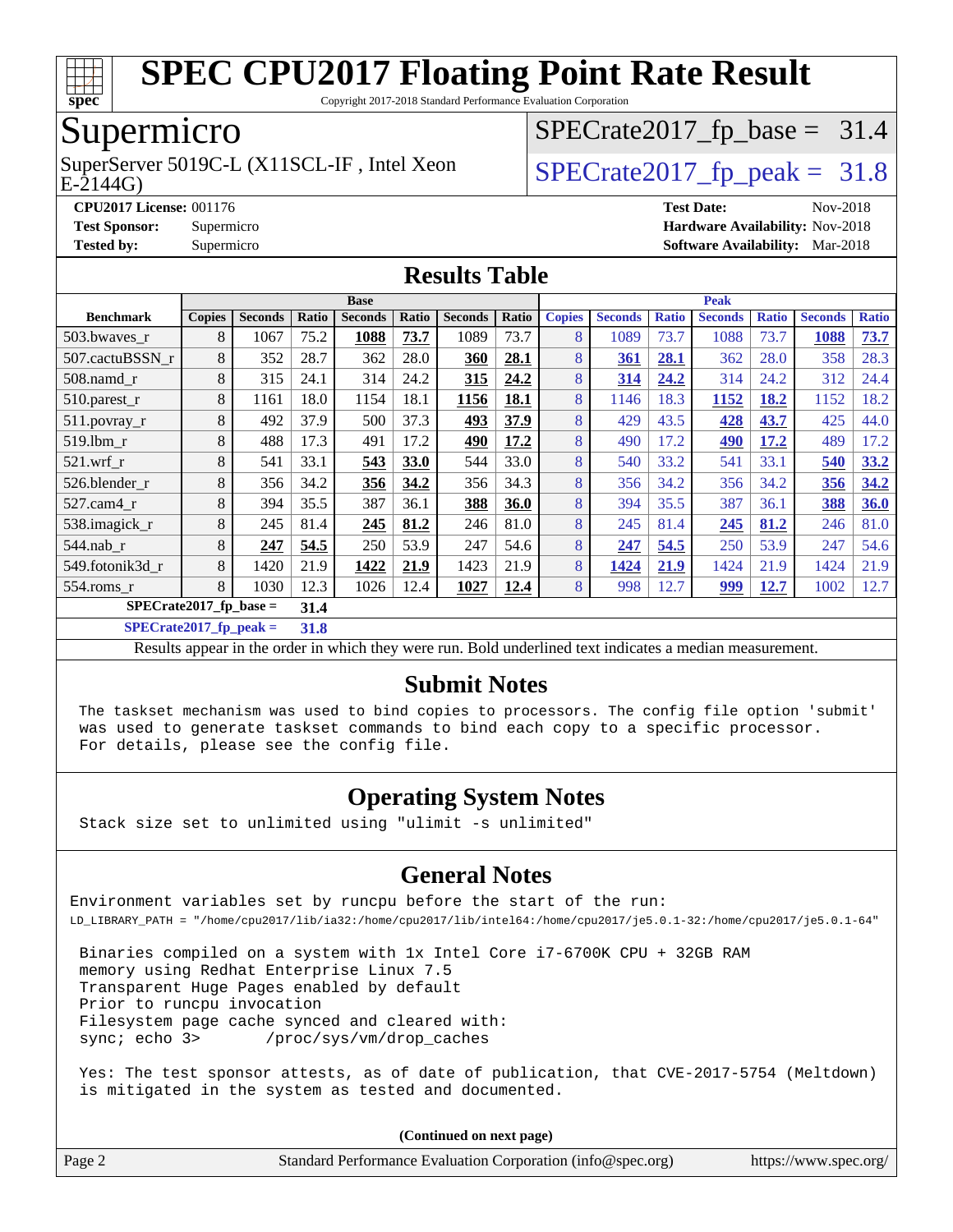# SPEC CPU2017 Floating Point Rate Result

Copyright 2017-2018 Standard Performance Evaluation Corporation

## Supermicro

SuperServer 5019C-L (X11SCL-IF , Intel Xeon E-2144G)

SPECrate2017_fp_base = 31.4

SPECrate2017_fp_peak = 31.8

**CPU2017 License:** 001176
**Test Sponsor:** Supermicro
**Tested by:** Supermicro

**Test Date:** Nov-2018
**Hardware Availability:** Nov-2018
**Software Availability:** Mar-2018

## Results Table

| | Base | | | | | | | Peak | | | | | | |
|---|---|---|---|---|---|---|---|---|---|---|---|---|---|---|
| **Benchmark** | **Copies** | **Seconds** | **Ratio** | **Seconds** | **Ratio** | **Seconds** | **Ratio** | **Copies** | **Seconds** | **Ratio** | **Seconds** | **Ratio** | **Seconds** | **Ratio** |
| 503.bwaves_r | 8 | 1067 | 75.2 | **1088** | **73.7** | 1089 | 73.7 | 8 | 1089 | 73.7 | 1088 | 73.7 | **1088** | **73.7** |
| 507.cactuBSSN_r | 8 | 352 | 28.7 | 362 | 28.0 | **360** | **28.1** | 8 | **361** | **28.1** | 362 | 28.0 | 358 | 28.3 |
| 508.namd_r | 8 | 315 | 24.1 | 314 | 24.2 | **315** | **24.2** | 8 | **314** | **24.2** | 314 | 24.2 | 312 | 24.4 |
| 510.parest_r | 8 | 1161 | 18.0 | 1154 | 18.1 | **1156** | **18.1** | 8 | 1146 | 18.3 | **1152** | **18.2** | 1152 | 18.2 |
| 511.povray_r | 8 | 492 | 37.9 | 500 | 37.3 | **493** | **37.9** | 8 | 429 | 43.5 | **428** | **43.7** | 425 | 44.0 |
| 519.lbm_r | 8 | 488 | 17.3 | 491 | 17.2 | **490** | **17.2** | 8 | 490 | 17.2 | **490** | **17.2** | 489 | 17.2 |
| 521.wrf_r | 8 | 541 | 33.1 | **543** | **33.0** | 544 | 33.0 | 8 | 540 | 33.2 | 541 | 33.1 | **540** | **33.2** |
| 526.blender_r | 8 | 356 | 34.2 | **356** | **34.2** | 356 | 34.3 | 8 | 356 | 34.2 | 356 | 34.2 | **356** | **34.2** |
| 527.cam4_r | 8 | 394 | 35.5 | 387 | 36.1 | **388** | **36.0** | 8 | 394 | 35.5 | 387 | 36.1 | **388** | **36.0** |
| 538.imagick_r | 8 | 245 | 81.4 | **245** | **81.2** | 246 | 81.0 | 8 | 245 | 81.4 | **245** | **81.2** | 246 | 81.0 |
| 544.nab_r | 8 | **247** | **54.5** | 250 | 53.9 | 247 | 54.6 | 8 | **247** | **54.5** | 250 | 53.9 | 247 | 54.6 |
| 549.fotonik3d_r | 8 | 1420 | 21.9 | **1422** | **21.9** | 1423 | 21.9 | 8 | **1424** | **21.9** | 1424 | 21.9 | 1424 | 21.9 |
| 554.roms_r | 8 | 1030 | 12.3 | 1026 | 12.4 | **1027** | **12.4** | 8 | 998 | 12.7 | **999** | **12.7** | 1002 | 12.7 |

SPECrate2017_fp_base = **31.4**

SPECrate2017_fp_peak = **31.8**

Results appear in the order in which they were run. Bold underlined text indicates a median measurement.

## Submit Notes

```
The taskset mechanism was used to bind copies to processors. The config file option 'submit'
was used to generate taskset commands to bind each copy to a specific processor.
For details, please see the config file.
```

## Operating System Notes

```
Stack size set to unlimited using "ulimit -s unlimited"
```

## General Notes

```
Environment variables set by runcpu before the start of the run:
LD_LIBRARY_PATH = "/home/cpu2017/lib/ia32:/home/cpu2017/lib/intel64:/home/cpu2017/je5.0.1-32:/home/cpu2017/je5.0.1-64"

 Binaries compiled on a system with 1x Intel Core i7-6700K CPU + 32GB RAM
 memory using Redhat Enterprise Linux 7.5
 Transparent Huge Pages enabled by default
 Prior to runcpu invocation
 Filesystem page cache synced and cleared with:
 sync; echo 3>       /proc/sys/vm/drop_caches

 Yes: The test sponsor attests, as of date of publication, that CVE-2017-5754 (Meltdown)
 is mitigated in the system as tested and documented.
```

**(Continued on next page)**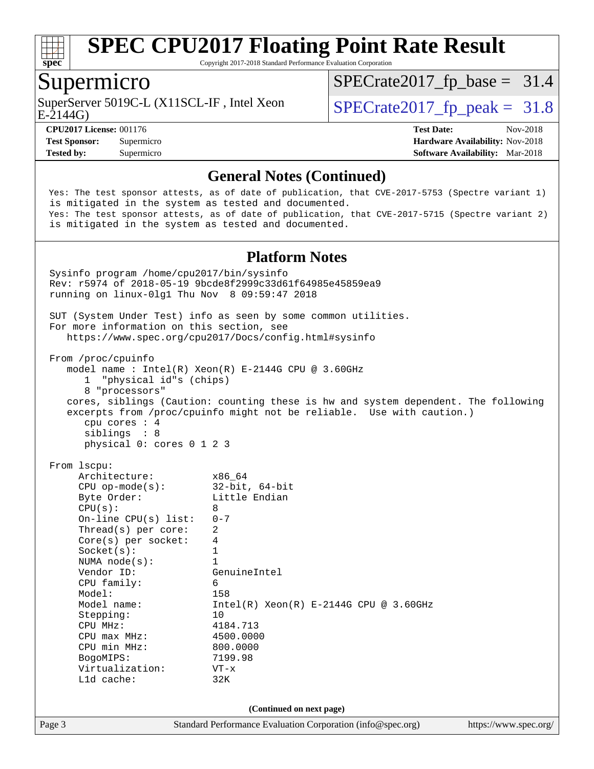# SPEC CPU2017 Floating Point Rate Result

Copyright 2017-2018 Standard Performance Evaluation Corporation

## Supermicro

SuperServer 5019C-L (X11SCL-IF , Intel Xeon E-2144G)

SPECrate2017_fp_base = 31.4

SPECrate2017_fp_peak = 31.8

**CPU2017 License:** 001176
**Test Sponsor:** Supermicro
**Tested by:** Supermicro

**Test Date:** Nov-2018
**Hardware Availability:** Nov-2018
**Software Availability:** Mar-2018

### General Notes (Continued)

```
Yes: The test sponsor attests, as of date of publication, that CVE-2017-5753 (Spectre variant 1)
is mitigated in the system as tested and documented.
Yes: The test sponsor attests, as of date of publication, that CVE-2017-5715 (Spectre variant 2)
is mitigated in the system as tested and documented.
```

### Platform Notes

```
Sysinfo program /home/cpu2017/bin/sysinfo
Rev: r5974 of 2018-05-19 9bcde8f2999c33d61f64985e45859ea9
running on linux-0lg1 Thu Nov  8 09:59:47 2018

SUT (System Under Test) info as seen by some common utilities.
For more information on this section, see
   https://www.spec.org/cpu2017/Docs/config.html#sysinfo

From /proc/cpuinfo
   model name : Intel(R) Xeon(R) E-2144G CPU @ 3.60GHz
      1  "physical id"s (chips)
      8 "processors"
   cores, siblings (Caution: counting these is hw and system dependent. The following
   excerpts from /proc/cpuinfo might not be reliable.  Use with caution.)
      cpu cores : 4
      siblings  : 8
      physical 0: cores 0 1 2 3

From lscpu:
     Architecture:          x86_64
     CPU op-mode(s):        32-bit, 64-bit
     Byte Order:            Little Endian
     CPU(s):                8
     On-line CPU(s) list:   0-7
     Thread(s) per core:    2
     Core(s) per socket:    4
     Socket(s):             1
     NUMA node(s):          1
     Vendor ID:             GenuineIntel
     CPU family:            6
     Model:                 158
     Model name:            Intel(R) Xeon(R) E-2144G CPU @ 3.60GHz
     Stepping:              10
     CPU MHz:               4184.713
     CPU max MHz:           4500.0000
     CPU min MHz:           800.0000
     BogoMIPS:              7199.98
     Virtualization:        VT-x
     L1d cache:             32K
```

(Continued on next page)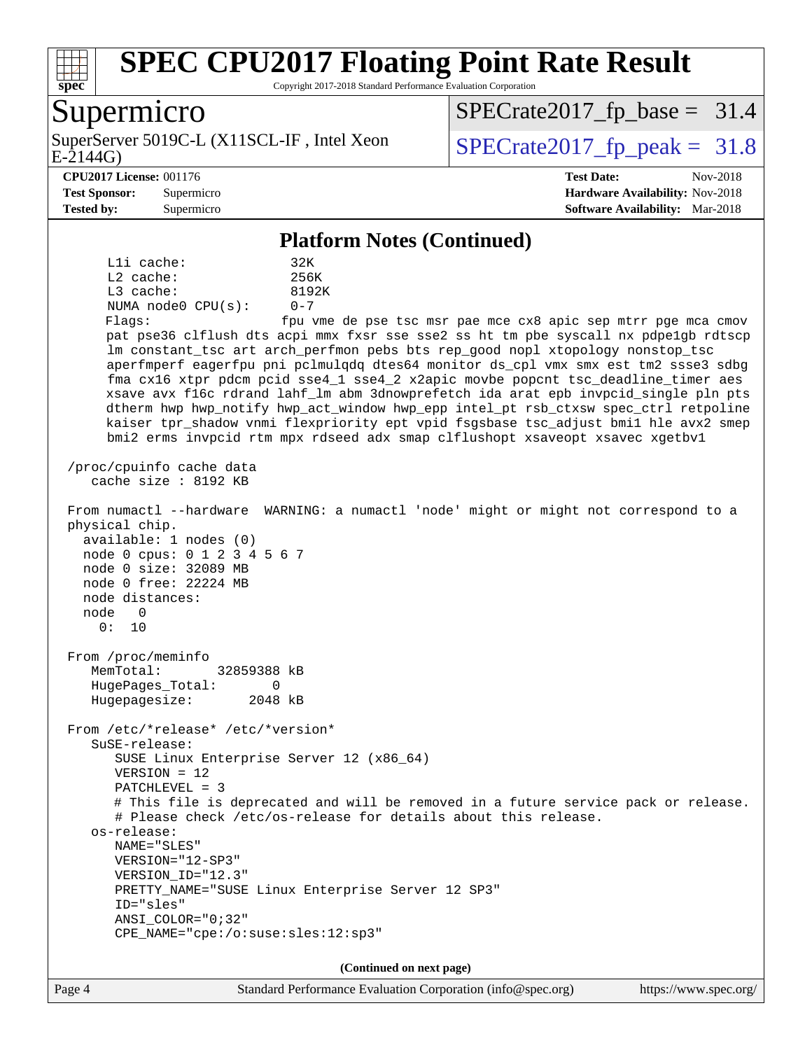## Platform Notes (Continued)

```
      L1i cache:             32K
      L2 cache:              256K
      L3 cache:              8192K
      NUMA node0 CPU(s):     0-7
      Flags:                 fpu vme de pse tsc msr pae mce cx8 apic sep mtrr pge mca cmov
      pat pse36 clflush dts acpi mmx fxsr sse sse2 ss ht tm pbe syscall nx pdpe1gb rdtscp
      lm constant_tsc art arch_perfmon pebs bts rep_good nopl xtopology nonstop_tsc
      aperfmperf eagerfpu pni pclmulqdq dtes64 monitor ds_cpl vmx smx est tm2 ssse3 sdbg
      fma cx16 xtpr pdcm pcid sse4_1 sse4_2 x2apic movbe popcnt tsc_deadline_timer aes
      xsave avx f16c rdrand lahf_lm abm 3dnowprefetch ida arat epb invpcid_single pln pts
      dtherm hwp hwp_notify hwp_act_window hwp_epp intel_pt rsb_ctxsw spec_ctrl retpoline
      kaiser tpr_shadow vnmi flexpriority ept vpid fsgsbase tsc_adjust bmi1 hle avx2 smep
      bmi2 erms invpcid rtm mpx rdseed adx smap clflushopt xsaveopt xsavec xgetbv1

 /proc/cpuinfo cache data
    cache size : 8192 KB

 From numactl --hardware  WARNING: a numactl 'node' might or might not correspond to a
 physical chip.
   available: 1 nodes (0)
   node 0 cpus: 0 1 2 3 4 5 6 7
   node 0 size: 32089 MB
   node 0 free: 22224 MB
   node distances:
   node   0
     0:  10

 From /proc/meminfo
    MemTotal:       32859388 kB
    HugePages_Total:       0
    Hugepagesize:       2048 kB

 From /etc/*release* /etc/*version*
    SuSE-release:
       SUSE Linux Enterprise Server 12 (x86_64)
       VERSION = 12
       PATCHLEVEL = 3
       # This file is deprecated and will be removed in a future service pack or release.
       # Please check /etc/os-release for details about this release.
    os-release:
       NAME="SLES"
       VERSION="12-SP3"
       VERSION_ID="12.3"
       PRETTY_NAME="SUSE Linux Enterprise Server 12 SP3"
       ID="sles"
       ANSI_COLOR="0;32"
       CPE_NAME="cpe:/o:suse:sles:12:sp3"
```

**(Continued on next page)**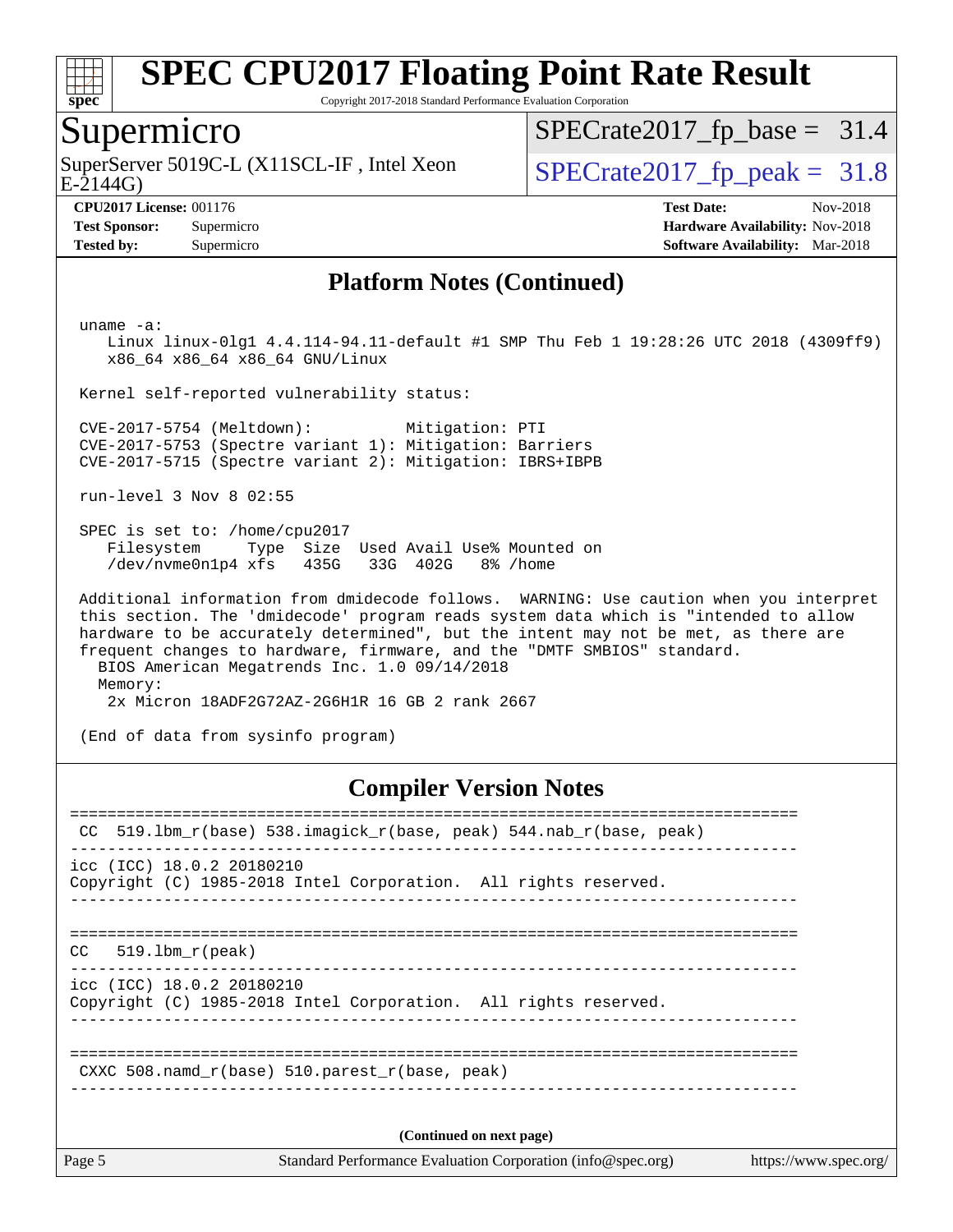# SPEC CPU2017 Floating Point Rate Result

Copyright 2017-2018 Standard Performance Evaluation Corporation

## Supermicro

SuperServer 5019C-L (X11SCL-IF , Intel Xeon E-2144G)

SPECrate2017_fp_base = 31.4

SPECrate2017_fp_peak = 31.8

**CPU2017 License:** 001176
**Test Sponsor:** Supermicro
**Tested by:** Supermicro

**Test Date:** Nov-2018
**Hardware Availability:** Nov-2018
**Software Availability:** Mar-2018

### Platform Notes (Continued)

```
 uname -a:
    Linux linux-0lg1 4.4.114-94.11-default #1 SMP Thu Feb 1 19:28:26 UTC 2018 (4309ff9)
    x86_64 x86_64 x86_64 GNU/Linux

 Kernel self-reported vulnerability status:

 CVE-2017-5754 (Meltdown):          Mitigation: PTI
 CVE-2017-5753 (Spectre variant 1): Mitigation: Barriers
 CVE-2017-5715 (Spectre variant 2): Mitigation: IBRS+IBPB

 run-level 3 Nov 8 02:55

 SPEC is set to: /home/cpu2017
    Filesystem     Type  Size  Used Avail Use% Mounted on
    /dev/nvme0n1p4 xfs   435G   33G  402G   8% /home

 Additional information from dmidecode follows.  WARNING: Use caution when you interpret
 this section. The 'dmidecode' program reads system data which is "intended to allow
 hardware to be accurately determined", but the intent may not be met, as there are
 frequent changes to hardware, firmware, and the "DMTF SMBIOS" standard.
   BIOS American Megatrends Inc. 1.0 09/14/2018
   Memory:
    2x Micron 18ADF2G72AZ-2G6H1R 16 GB 2 rank 2667

 (End of data from sysinfo program)
```

### Compiler Version Notes

```
==============================================================================
 CC  519.lbm_r(base) 538.imagick_r(base, peak) 544.nab_r(base, peak)
------------------------------------------------------------------------------
icc (ICC) 18.0.2 20180210
Copyright (C) 1985-2018 Intel Corporation.  All rights reserved.
------------------------------------------------------------------------------

==============================================================================
CC   519.lbm_r(peak)
------------------------------------------------------------------------------
icc (ICC) 18.0.2 20180210
Copyright (C) 1985-2018 Intel Corporation.  All rights reserved.
------------------------------------------------------------------------------

==============================================================================
 CXXC 508.namd_r(base) 510.parest_r(base, peak)
------------------------------------------------------------------------------
```

**(Continued on next page)**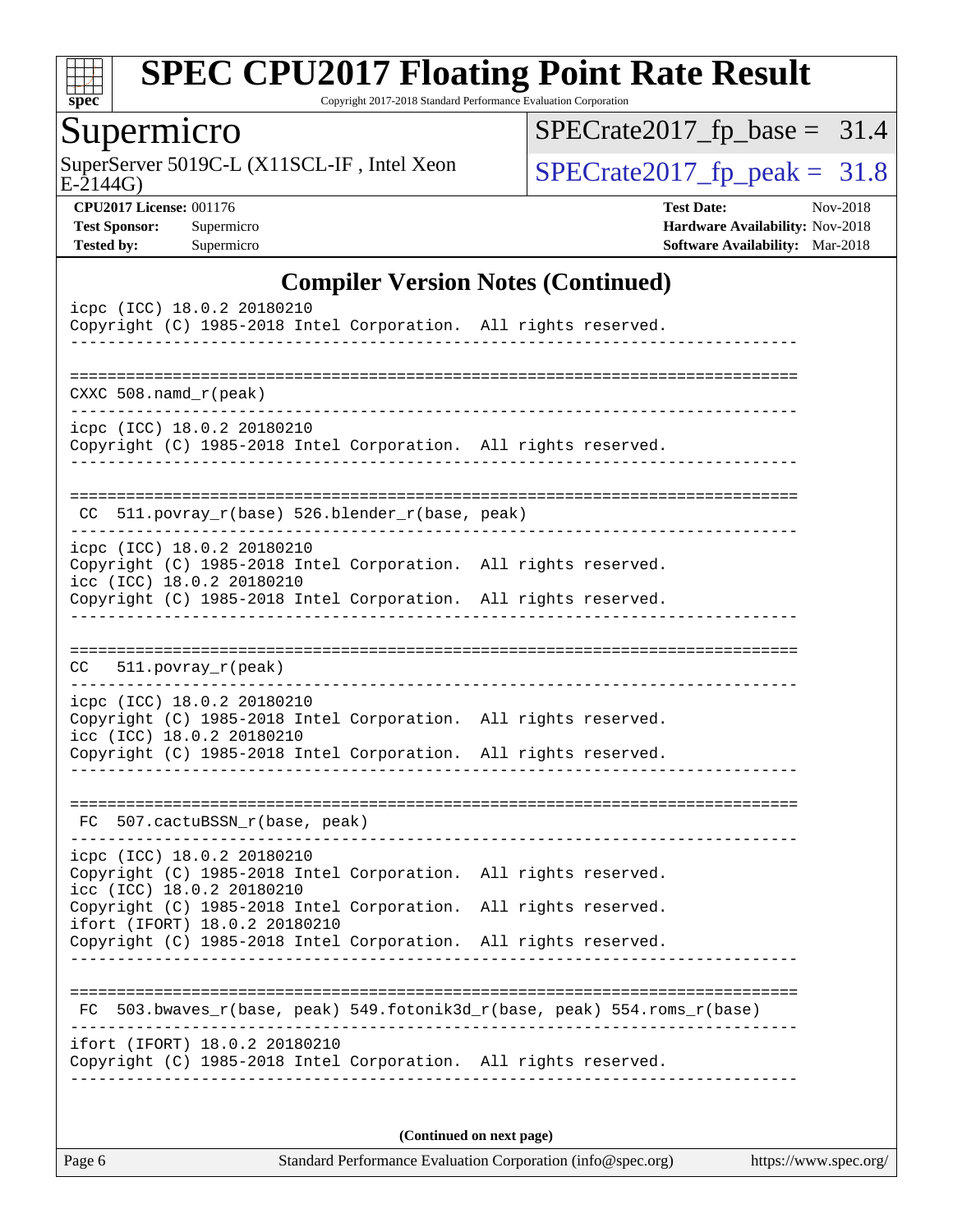## Compiler Version Notes (Continued)

```
icpc (ICC) 18.0.2 20180210
Copyright (C) 1985-2018 Intel Corporation.  All rights reserved.
------------------------------------------------------------------------------

==============================================================================
CXXC 508.namd_r(peak)
------------------------------------------------------------------------------
icpc (ICC) 18.0.2 20180210
Copyright (C) 1985-2018 Intel Corporation.  All rights reserved.
------------------------------------------------------------------------------

==============================================================================
 CC  511.povray_r(base) 526.blender_r(base, peak)
------------------------------------------------------------------------------
icpc (ICC) 18.0.2 20180210
Copyright (C) 1985-2018 Intel Corporation.  All rights reserved.
icc (ICC) 18.0.2 20180210
Copyright (C) 1985-2018 Intel Corporation.  All rights reserved.
------------------------------------------------------------------------------

==============================================================================
CC   511.povray_r(peak)
------------------------------------------------------------------------------
icpc (ICC) 18.0.2 20180210
Copyright (C) 1985-2018 Intel Corporation.  All rights reserved.
icc (ICC) 18.0.2 20180210
Copyright (C) 1985-2018 Intel Corporation.  All rights reserved.
------------------------------------------------------------------------------

==============================================================================
 FC  507.cactuBSSN_r(base, peak)
------------------------------------------------------------------------------
icpc (ICC) 18.0.2 20180210
Copyright (C) 1985-2018 Intel Corporation.  All rights reserved.
icc (ICC) 18.0.2 20180210
Copyright (C) 1985-2018 Intel Corporation.  All rights reserved.
ifort (IFORT) 18.0.2 20180210
Copyright (C) 1985-2018 Intel Corporation.  All rights reserved.
------------------------------------------------------------------------------

==============================================================================
 FC  503.bwaves_r(base, peak) 549.fotonik3d_r(base, peak) 554.roms_r(base)
------------------------------------------------------------------------------
ifort (IFORT) 18.0.2 20180210
Copyright (C) 1985-2018 Intel Corporation.  All rights reserved.
------------------------------------------------------------------------------
```

**(Continued on next page)**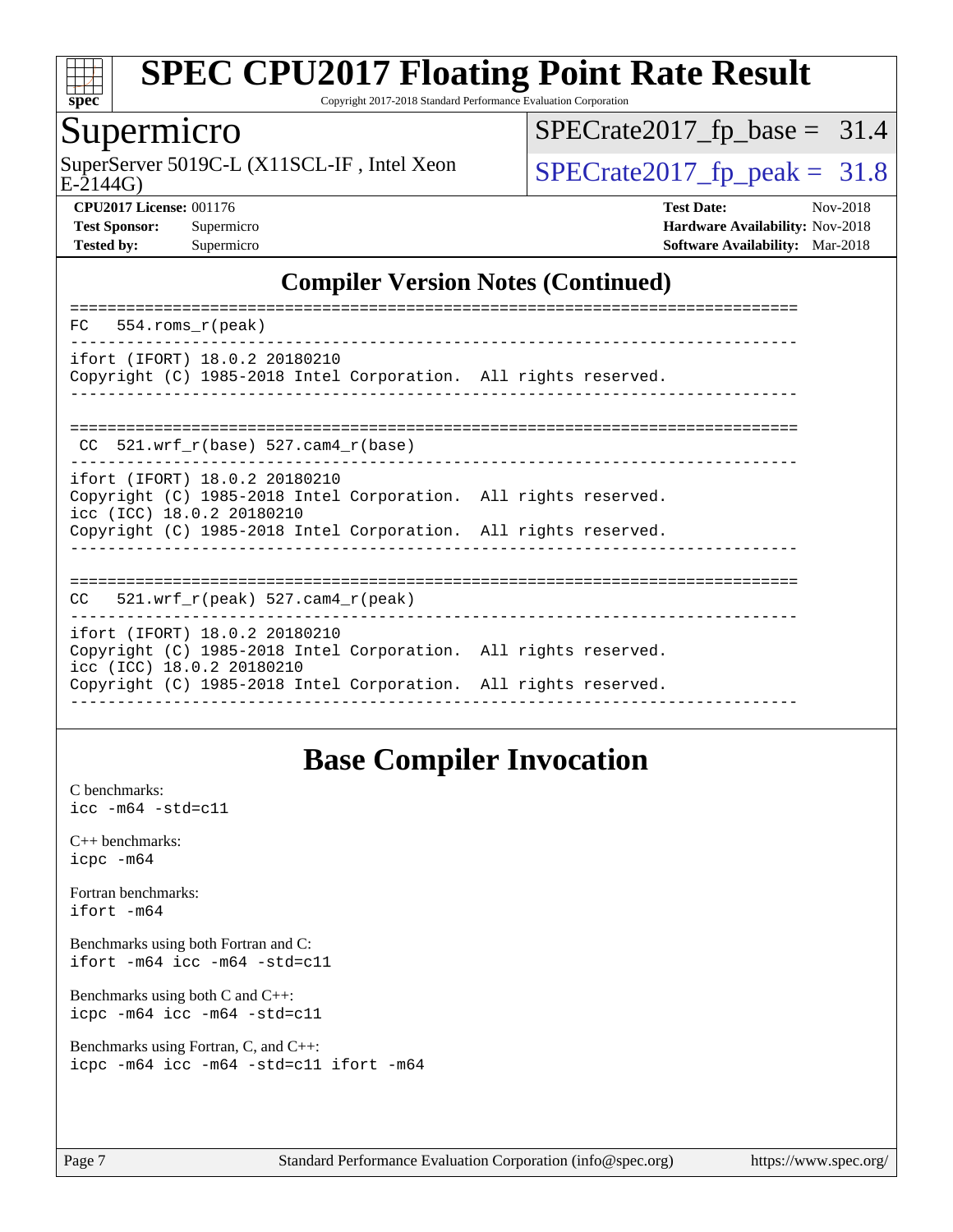## Compiler Version Notes (Continued)

```
==============================================================================
FC  554.roms_r(peak)
------------------------------------------------------------------------------
ifort (IFORT) 18.0.2 20180210
Copyright (C) 1985-2018 Intel Corporation.  All rights reserved.
------------------------------------------------------------------------------

==============================================================================
 CC  521.wrf_r(base) 527.cam4_r(base)
------------------------------------------------------------------------------
ifort (IFORT) 18.0.2 20180210
Copyright (C) 1985-2018 Intel Corporation.  All rights reserved.
icc (ICC) 18.0.2 20180210
Copyright (C) 1985-2018 Intel Corporation.  All rights reserved.
------------------------------------------------------------------------------

==============================================================================
CC  521.wrf_r(peak) 527.cam4_r(peak)
------------------------------------------------------------------------------
ifort (IFORT) 18.0.2 20180210
Copyright (C) 1985-2018 Intel Corporation.  All rights reserved.
icc (ICC) 18.0.2 20180210
Copyright (C) 1985-2018 Intel Corporation.  All rights reserved.
------------------------------------------------------------------------------
```

## Base Compiler Invocation

C benchmarks:
icc -m64 -std=c11

C++ benchmarks:
icpc -m64

Fortran benchmarks:
ifort -m64

Benchmarks using both Fortran and C:
ifort -m64 icc -m64 -std=c11

Benchmarks using both C and C++:
icpc -m64 icc -m64 -std=c11

Benchmarks using Fortran, C, and C++:
icpc -m64 icc -m64 -std=c11 ifort -m64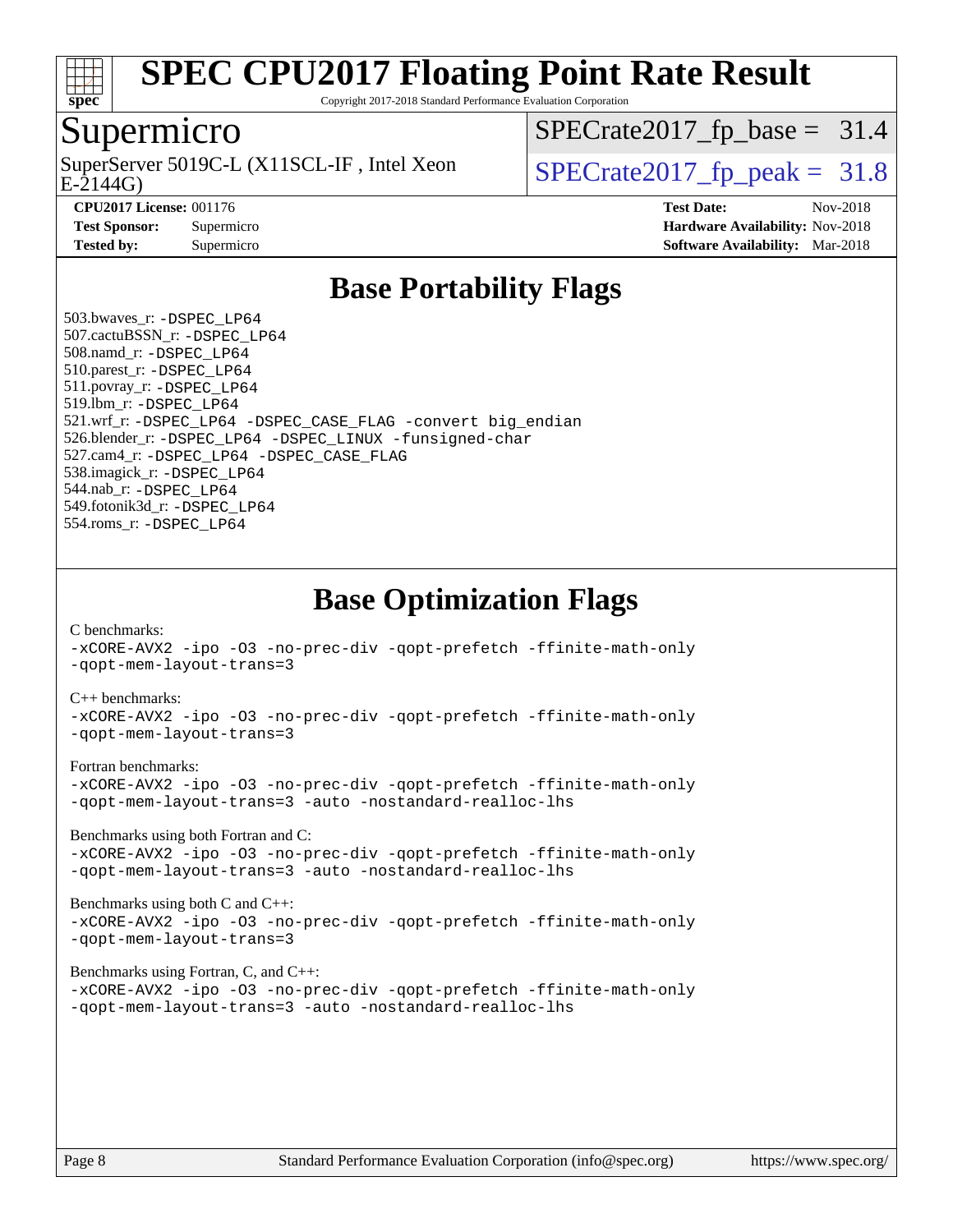# Base Portability Flags

503.bwaves_r: -DSPEC_LP64
507.cactuBSSN_r: -DSPEC_LP64
508.namd_r: -DSPEC_LP64
510.parest_r: -DSPEC_LP64
511.povray_r: -DSPEC_LP64
519.lbm_r: -DSPEC_LP64
521.wrf_r: -DSPEC_LP64 -DSPEC_CASE_FLAG -convert big_endian
526.blender_r: -DSPEC_LP64 -DSPEC_LINUX -funsigned-char
527.cam4_r: -DSPEC_LP64 -DSPEC_CASE_FLAG
538.imagick_r: -DSPEC_LP64
544.nab_r: -DSPEC_LP64
549.fotonik3d_r: -DSPEC_LP64
554.roms_r: -DSPEC_LP64

# Base Optimization Flags

C benchmarks:
-xCORE-AVX2 -ipo -O3 -no-prec-div -qopt-prefetch -ffinite-math-only
-qopt-mem-layout-trans=3

C++ benchmarks:
-xCORE-AVX2 -ipo -O3 -no-prec-div -qopt-prefetch -ffinite-math-only
-qopt-mem-layout-trans=3

Fortran benchmarks:
-xCORE-AVX2 -ipo -O3 -no-prec-div -qopt-prefetch -ffinite-math-only
-qopt-mem-layout-trans=3 -auto -nostandard-realloc-lhs

Benchmarks using both Fortran and C:
-xCORE-AVX2 -ipo -O3 -no-prec-div -qopt-prefetch -ffinite-math-only
-qopt-mem-layout-trans=3 -auto -nostandard-realloc-lhs

Benchmarks using both C and C++:
-xCORE-AVX2 -ipo -O3 -no-prec-div -qopt-prefetch -ffinite-math-only
-qopt-mem-layout-trans=3

Benchmarks using Fortran, C, and C++:
-xCORE-AVX2 -ipo -O3 -no-prec-div -qopt-prefetch -ffinite-math-only
-qopt-mem-layout-trans=3 -auto -nostandard-realloc-lhs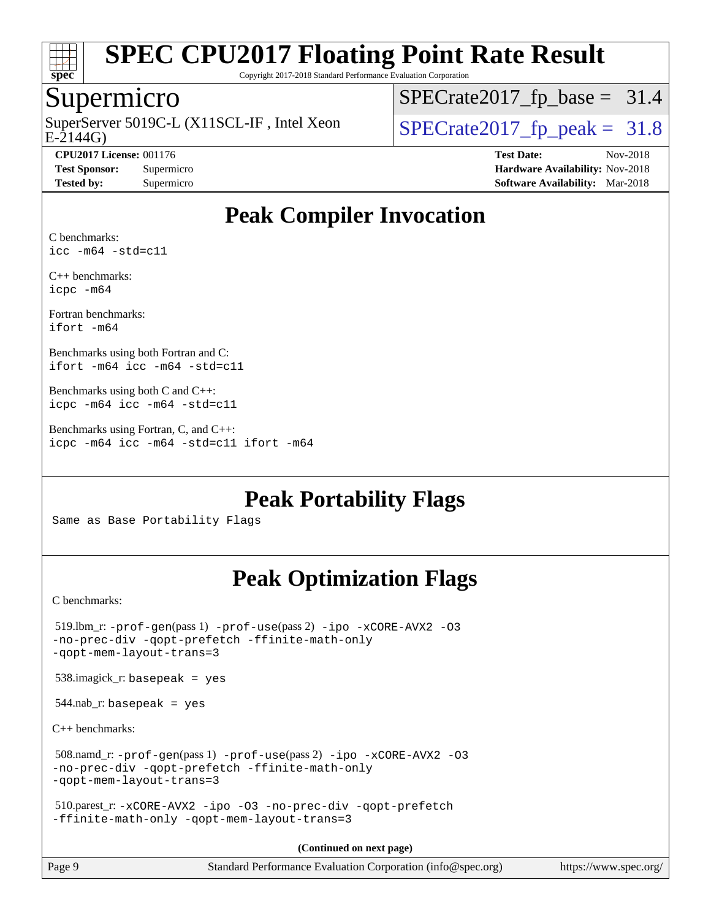# SPEC CPU2017 Floating Point Rate Result

Copyright 2017-2018 Standard Performance Evaluation Corporation

## Supermicro

SuperServer 5019C-L (X11SCL-IF , Intel Xeon E-2144G)

SPECrate2017_fp_base = 31.4

SPECrate2017_fp_peak = 31.8

**CPU2017 License:** 001176
**Test Sponsor:** Supermicro
**Tested by:** Supermicro

**Test Date:** Nov-2018
**Hardware Availability:** Nov-2018
**Software Availability:** Mar-2018

## Peak Compiler Invocation

C benchmarks:
`icc -m64 -std=c11`

C++ benchmarks:
`icpc -m64`

Fortran benchmarks:
`ifort -m64`

Benchmarks using both Fortran and C:
`ifort -m64 icc -m64 -std=c11`

Benchmarks using both C and C++:
`icpc -m64 icc -m64 -std=c11`

Benchmarks using Fortran, C, and C++:
`icpc -m64 icc -m64 -std=c11 ifort -m64`

## Peak Portability Flags

Same as Base Portability Flags

## Peak Optimization Flags

C benchmarks:

519.lbm_r: `-prof-gen`(pass 1) `-prof-use`(pass 2) `-ipo -xCORE-AVX2 -O3 -no-prec-div -qopt-prefetch -ffinite-math-only -qopt-mem-layout-trans=3`

538.imagick_r: `basepeak = yes`

544.nab_r: `basepeak = yes`

C++ benchmarks:

508.namd_r: `-prof-gen`(pass 1) `-prof-use`(pass 2) `-ipo -xCORE-AVX2 -O3 -no-prec-div -qopt-prefetch -ffinite-math-only -qopt-mem-layout-trans=3`

510.parest_r: `-xCORE-AVX2 -ipo -O3 -no-prec-div -qopt-prefetch -ffinite-math-only -qopt-mem-layout-trans=3`

**(Continued on next page)**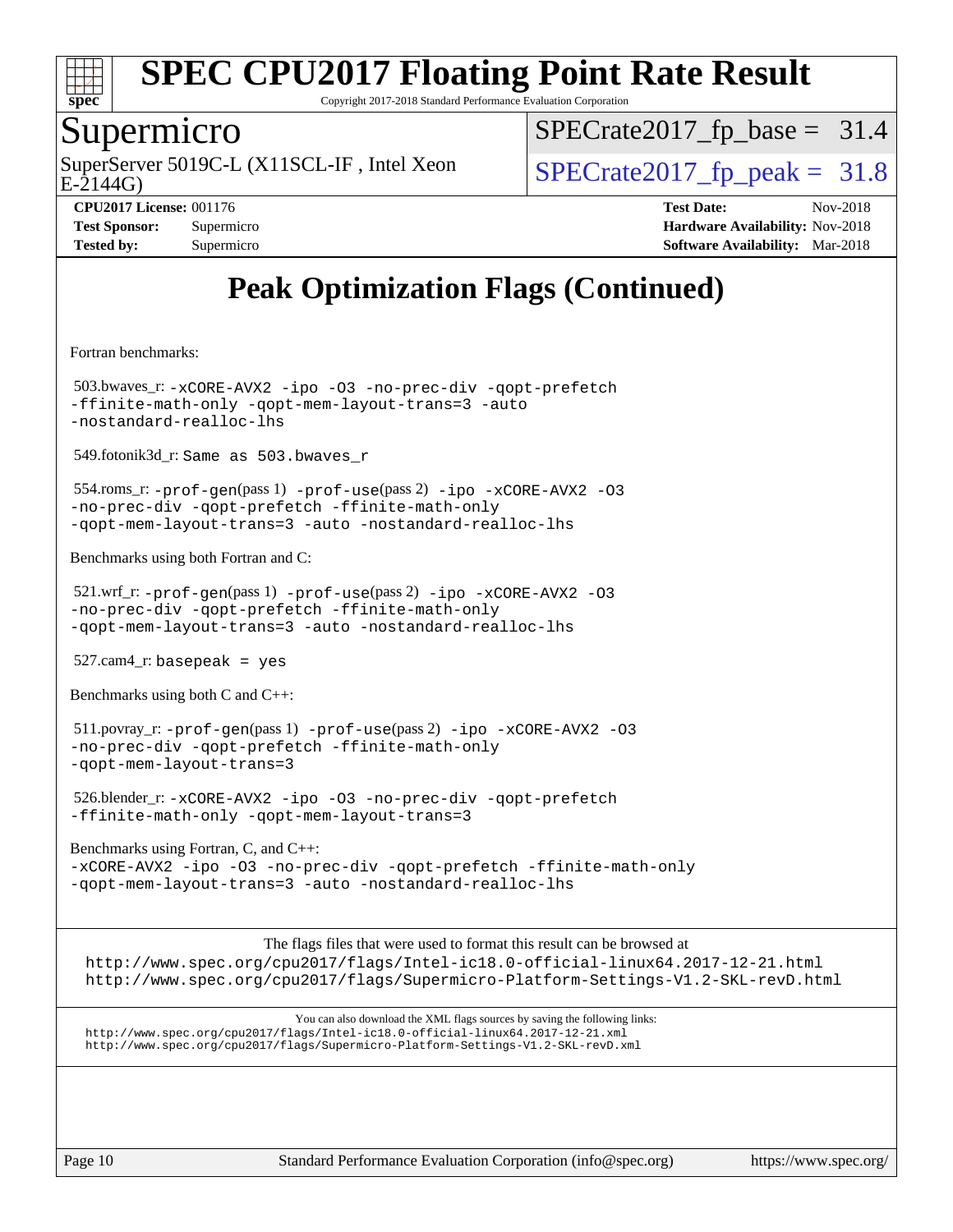# SPEC CPU2017 Floating Point Rate Result

Copyright 2017-2018 Standard Performance Evaluation Corporation

## Supermicro

SuperServer 5019C-L (X11SCL-IF , Intel Xeon E-2144G)

SPECrate2017_fp_base = 31.4

SPECrate2017_fp_peak = 31.8

**CPU2017 License:** 001176
**Test Sponsor:** Supermicro
**Tested by:** Supermicro

**Test Date:** Nov-2018
**Hardware Availability:** Nov-2018
**Software Availability:** Mar-2018

## Peak Optimization Flags (Continued)

Fortran benchmarks:

503.bwaves_r: `-xCORE-AVX2 -ipo -O3 -no-prec-div -qopt-prefetch -ffinite-math-only -qopt-mem-layout-trans=3 -auto -nostandard-realloc-lhs`

549.fotonik3d_r: `Same as 503.bwaves_r`

554.roms_r: `-prof-gen`(pass 1) `-prof-use`(pass 2) `-ipo -xCORE-AVX2 -O3 -no-prec-div -qopt-prefetch -ffinite-math-only -qopt-mem-layout-trans=3 -auto -nostandard-realloc-lhs`

Benchmarks using both Fortran and C:

521.wrf_r: `-prof-gen`(pass 1) `-prof-use`(pass 2) `-ipo -xCORE-AVX2 -O3 -no-prec-div -qopt-prefetch -ffinite-math-only -qopt-mem-layout-trans=3 -auto -nostandard-realloc-lhs`

527.cam4_r: `basepeak = yes`

Benchmarks using both C and C++:

511.povray_r: `-prof-gen`(pass 1) `-prof-use`(pass 2) `-ipo -xCORE-AVX2 -O3 -no-prec-div -qopt-prefetch -ffinite-math-only -qopt-mem-layout-trans=3`

526.blender_r: `-xCORE-AVX2 -ipo -O3 -no-prec-div -qopt-prefetch -ffinite-math-only -qopt-mem-layout-trans=3`

Benchmarks using Fortran, C, and C++:
`-xCORE-AVX2 -ipo -O3 -no-prec-div -qopt-prefetch -ffinite-math-only -qopt-mem-layout-trans=3 -auto -nostandard-realloc-lhs`

The flags files that were used to format this result can be browsed at
http://www.spec.org/cpu2017/flags/Intel-ic18.0-official-linux64.2017-12-21.html
http://www.spec.org/cpu2017/flags/Supermicro-Platform-Settings-V1.2-SKL-revD.html

You can also download the XML flags sources by saving the following links:
http://www.spec.org/cpu2017/flags/Intel-ic18.0-official-linux64.2017-12-21.xml
http://www.spec.org/cpu2017/flags/Supermicro-Platform-Settings-V1.2-SKL-revD.xml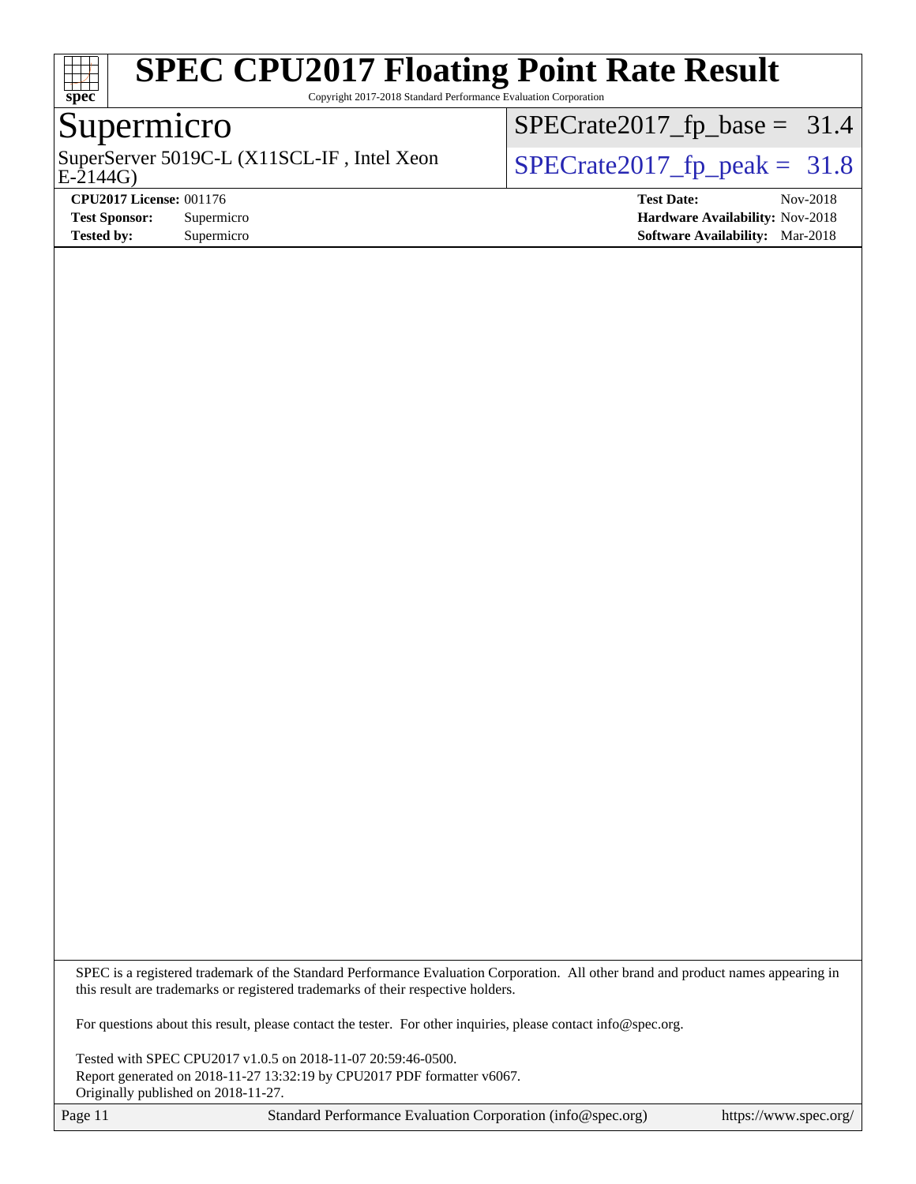SPEC is a registered trademark of the Standard Performance Evaluation Corporation. All other brand and product names appearing in this result are trademarks or registered trademarks of their respective holders.

For questions about this result, please contact the tester. For other inquiries, please contact info@spec.org.

Tested with SPEC CPU2017 v1.0.5 on 2018-11-07 20:59:46-0500.
Report generated on 2018-11-27 13:32:19 by CPU2017 PDF formatter v6067.
Originally published on 2018-11-27.